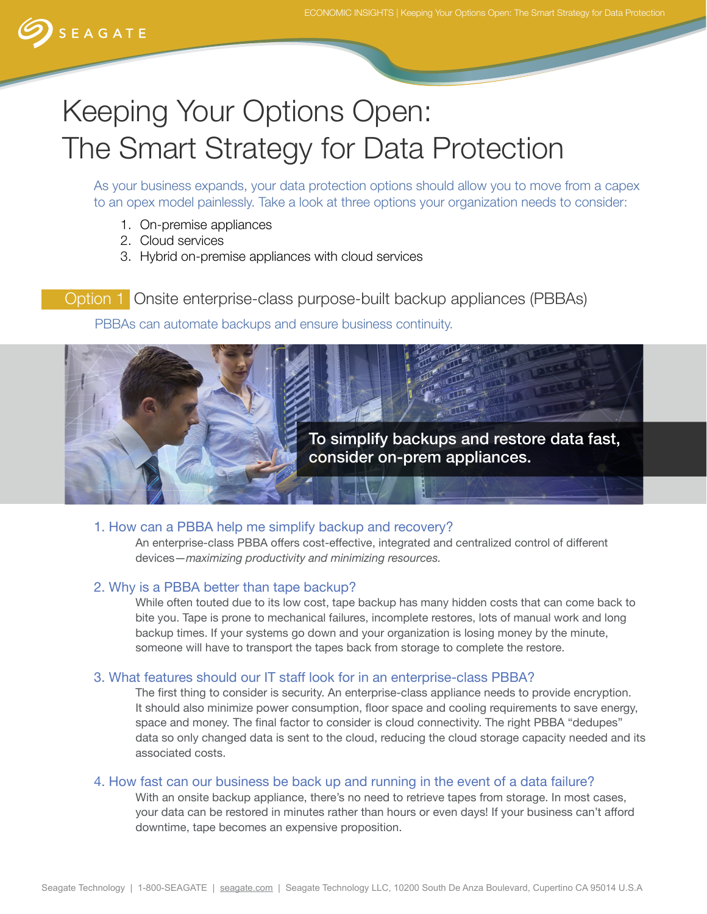# Keeping Your Options Open: The Smart Strategy for Data Protection

As your business expands, your data protection options should allow you to move from a capex to an opex model painlessly. Take a look at three options your organization needs to consider:

1. On-premise appliances
2. Cloud services
3. Hybrid on-premise appliances with cloud services

## Option 1 Onsite enterprise-class purpose-built backup appliances (PBBAs)

PBBAs can automate backups and ensure business continuity.

To simplify backups and restore data fast, consider on-prem appliances.

### 1. How can a PBBA help me simplify backup and recovery?

An enterprise-class PBBA offers cost-effective, integrated and centralized control of different devices—*maximizing productivity and minimizing resources.*

### 2. Why is a PBBA better than tape backup?

While often touted due to its low cost, tape backup has many hidden costs that can come back to bite you. Tape is prone to mechanical failures, incomplete restores, lots of manual work and long backup times. If your systems go down and your organization is losing money by the minute, someone will have to transport the tapes back from storage to complete the restore.

### 3. What features should our IT staff look for in an enterprise-class PBBA?

The first thing to consider is security. An enterprise-class appliance needs to provide encryption. It should also minimize power consumption, floor space and cooling requirements to save energy, space and money. The final factor to consider is cloud connectivity. The right PBBA "dedupes" data so only changed data is sent to the cloud, reducing the cloud storage capacity needed and its associated costs.

### 4. How fast can our business be back up and running in the event of a data failure?

With an onsite backup appliance, there's no need to retrieve tapes from storage. In most cases, your data can be restored in minutes rather than hours or even days! If your business can't afford downtime, tape becomes an expensive proposition.

Seagate Technology | 1-800-SEAGATE | seagate.com | Seagate Technology LLC, 10200 South De Anza Boulevard, Cupertino CA 95014 U.S.A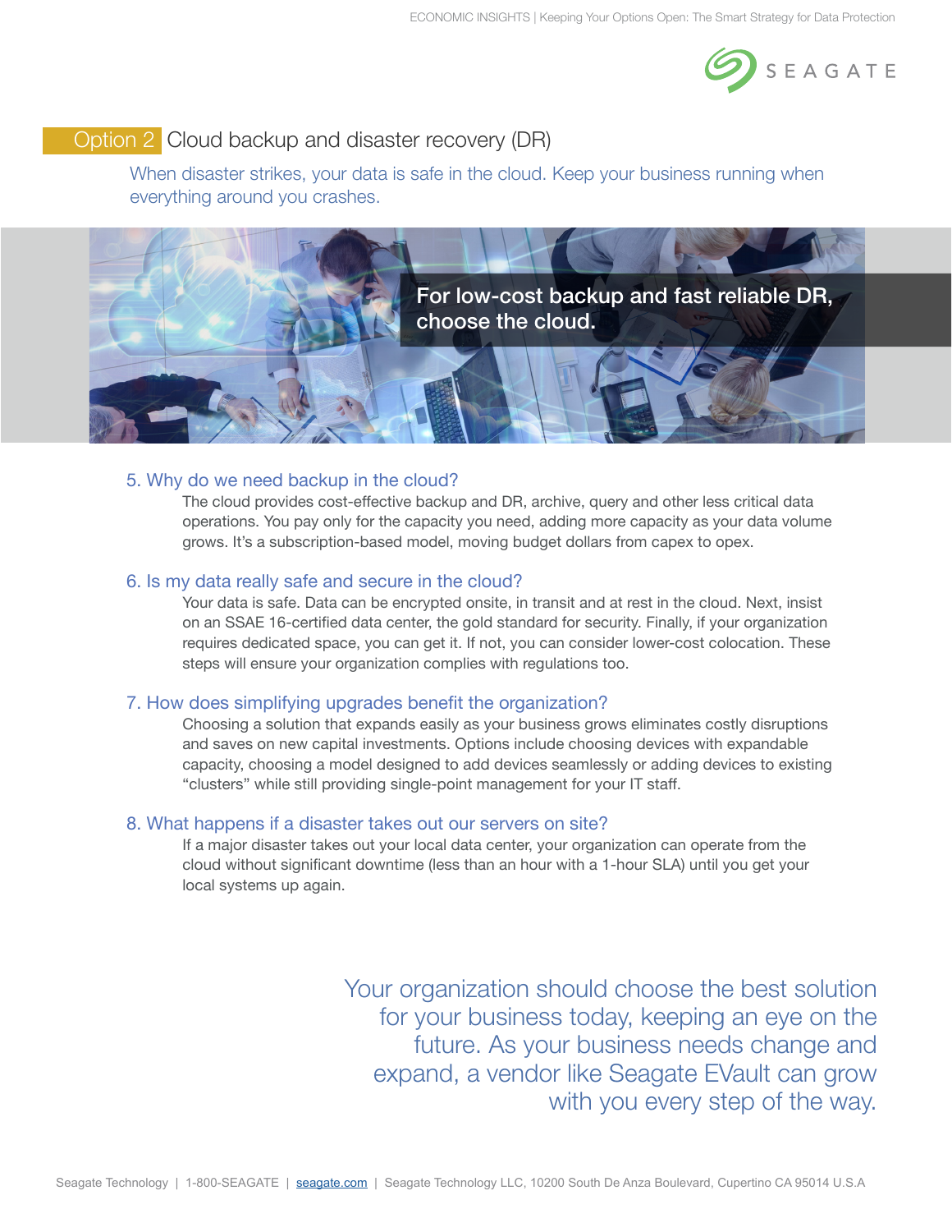## Option 2 Cloud backup and disaster recovery (DR)

When disaster strikes, your data is safe in the cloud. Keep your business running when everything around you crashes.

**For low-cost backup and fast reliable DR, choose the cloud.**

### 5. Why do we need backup in the cloud?

The cloud provides cost-effective backup and DR, archive, query and other less critical data operations. You pay only for the capacity you need, adding more capacity as your data volume grows. It's a subscription-based model, moving budget dollars from capex to opex.

### 6. Is my data really safe and secure in the cloud?

Your data is safe. Data can be encrypted onsite, in transit and at rest in the cloud. Next, insist on an SSAE 16-certified data center, the gold standard for security. Finally, if your organization requires dedicated space, you can get it. If not, you can consider lower-cost colocation. These steps will ensure your organization complies with regulations too.

### 7. How does simplifying upgrades benefit the organization?

Choosing a solution that expands easily as your business grows eliminates costly disruptions and saves on new capital investments. Options include choosing devices with expandable capacity, choosing a model designed to add devices seamlessly or adding devices to existing "clusters" while still providing single-point management for your IT staff.

### 8. What happens if a disaster takes out our servers on site?

If a major disaster takes out your local data center, your organization can operate from the cloud without significant downtime (less than an hour with a 1-hour SLA) until you get your local systems up again.

Your organization should choose the best solution for your business today, keeping an eye on the future. As your business needs change and expand, a vendor like Seagate EVault can grow with you every step of the way.

Seagate Technology | 1-800-SEAGATE | seagate.com | Seagate Technology LLC, 10200 South De Anza Boulevard, Cupertino CA 95014 U.S.A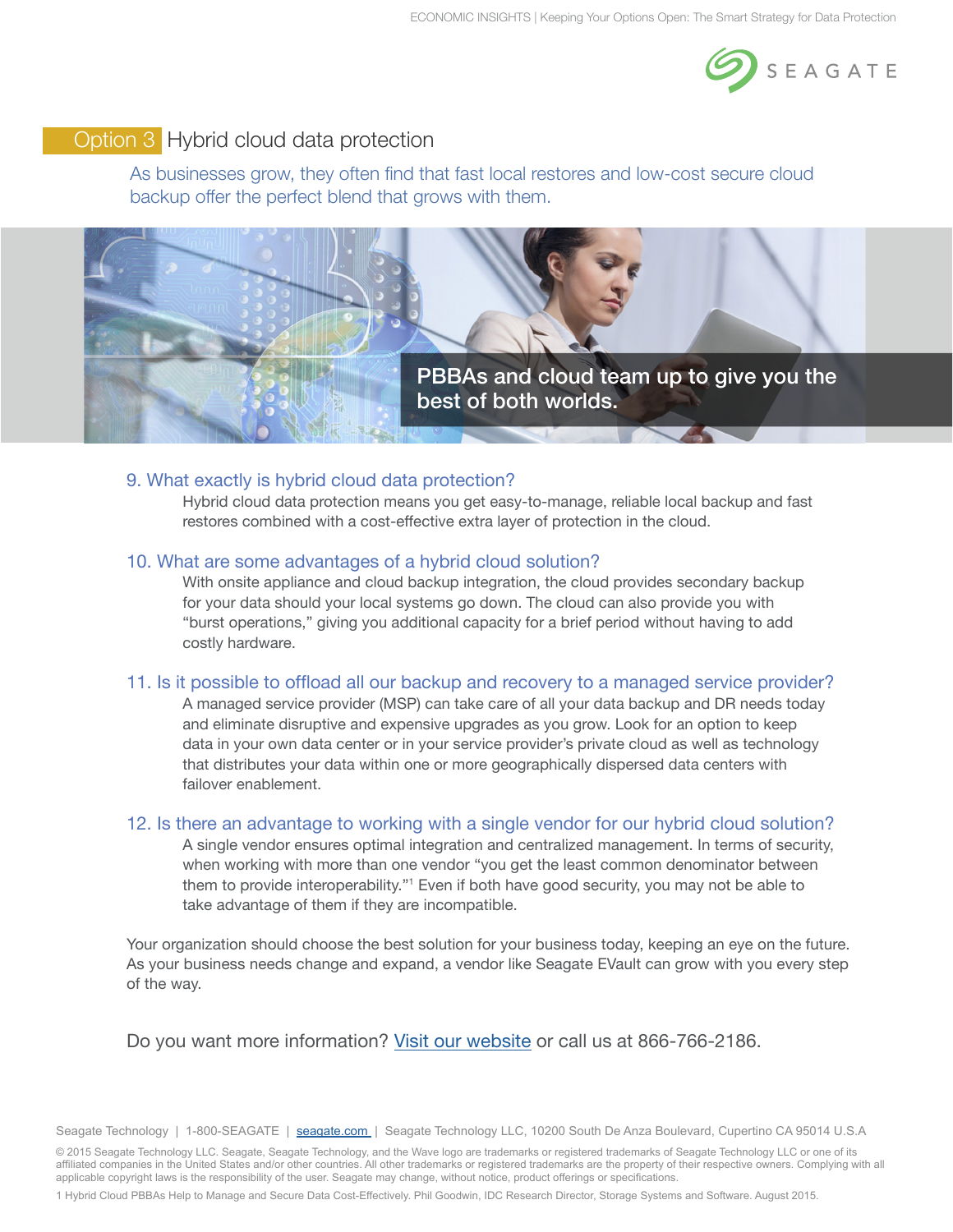## Option 3 Hybrid cloud data protection

As businesses grow, they often find that fast local restores and low-cost secure cloud backup offer the perfect blend that grows with them.

PBBAs and cloud team up to give you the best of both worlds.

### 9. What exactly is hybrid cloud data protection?

Hybrid cloud data protection means you get easy-to-manage, reliable local backup and fast restores combined with a cost-effective extra layer of protection in the cloud.

### 10. What are some advantages of a hybrid cloud solution?

With onsite appliance and cloud backup integration, the cloud provides secondary backup for your data should your local systems go down. The cloud can also provide you with "burst operations," giving you additional capacity for a brief period without having to add costly hardware.

### 11. Is it possible to offload all our backup and recovery to a managed service provider?

A managed service provider (MSP) can take care of all your data backup and DR needs today and eliminate disruptive and expensive upgrades as you grow. Look for an option to keep data in your own data center or in your service provider's private cloud as well as technology that distributes your data within one or more geographically dispersed data centers with failover enablement.

### 12. Is there an advantage to working with a single vendor for our hybrid cloud solution?

A single vendor ensures optimal integration and centralized management. In terms of security, when working with more than one vendor "you get the least common denominator between them to provide interoperability."[1] Even if both have good security, you may not be able to take advantage of them if they are incompatible.

Your organization should choose the best solution for your business today, keeping an eye on the future. As your business needs change and expand, a vendor like Seagate EVault can grow with you every step of the way.

Do you want more information? [Visit our website]() or call us at 866-766-2186.

Seagate Technology | 1-800-SEAGATE | seagate.com | Seagate Technology LLC, 10200 South De Anza Boulevard, Cupertino CA 95014 U.S.A

© 2015 Seagate Technology LLC. Seagate, Seagate Technology, and the Wave logo are trademarks or registered trademarks of Seagate Technology LLC or one of its affiliated companies in the United States and/or other countries. All other trademarks or registered trademarks are the property of their respective owners. Complying with all applicable copyright laws is the responsibility of the user. Seagate may change, without notice, product offerings or specifications.

1 Hybrid Cloud PBBAs Help to Manage and Secure Data Cost-Effectively. Phil Goodwin, IDC Research Director, Storage Systems and Software. August 2015.